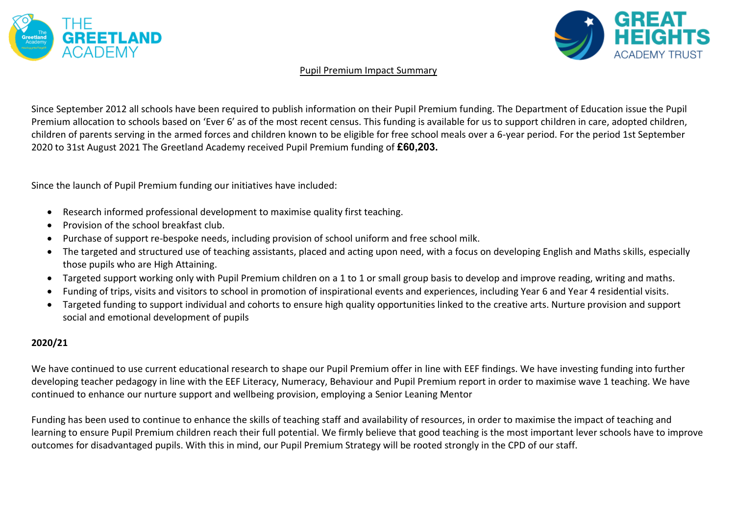THE GREETLAND ACADEMY

GREAT HEIGHTS ACADEMY TRUST

# Pupil Premium Impact Summary

Since September 2012 all schools have been required to publish information on their Pupil Premium funding. The Department of Education issue the Pupil Premium allocation to schools based on 'Ever 6' as of the most recent census. This funding is available for us to support children in care, adopted children, children of parents serving in the armed forces and children known to be eligible for free school meals over a 6-year period. For the period 1st September 2020 to 31st August 2021 The Greetland Academy received Pupil Premium funding of **£60,203.**

Since the launch of Pupil Premium funding our initiatives have included:

- Research informed professional development to maximise quality first teaching.
- Provision of the school breakfast club.
- Purchase of support re-bespoke needs, including provision of school uniform and free school milk.
- The targeted and structured use of teaching assistants, placed and acting upon need, with a focus on developing English and Maths skills, especially those pupils who are High Attaining.
- Targeted support working only with Pupil Premium children on a 1 to 1 or small group basis to develop and improve reading, writing and maths.
- Funding of trips, visits and visitors to school in promotion of inspirational events and experiences, including Year 6 and Year 4 residential visits.
- Targeted funding to support individual and cohorts to ensure high quality opportunities linked to the creative arts. Nurture provision and support social and emotional development of pupils

**2020/21**

We have continued to use current educational research to shape our Pupil Premium offer in line with EEF findings. We have investing funding into further developing teacher pedagogy in line with the EEF Literacy, Numeracy, Behaviour and Pupil Premium report in order to maximise wave 1 teaching. We have continued to enhance our nurture support and wellbeing provision, employing a Senior Leaning Mentor

Funding has been used to continue to enhance the skills of teaching staff and availability of resources, in order to maximise the impact of teaching and learning to ensure Pupil Premium children reach their full potential. We firmly believe that good teaching is the most important lever schools have to improve outcomes for disadvantaged pupils. With this in mind, our Pupil Premium Strategy will be rooted strongly in the CPD of our staff.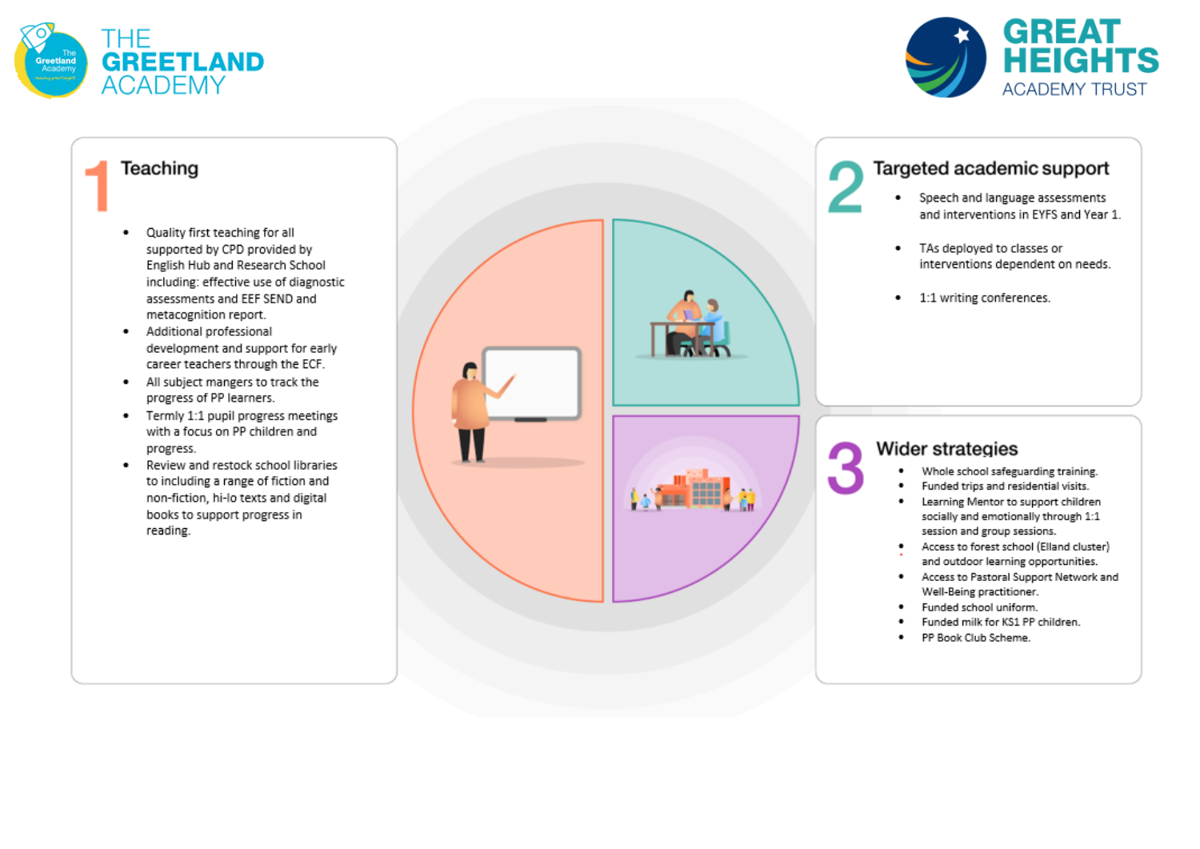# THE GREETLAND ACADEMY

# GREAT HEIGHTS ACADEMY TRUST

## 1 Teaching

- Quality first teaching for all supported by CPD provided by English Hub and Research School including: effective use of diagnostic assessments and EEF SEND and metacognition report.
- Additional professional development and support for early career teachers through the ECF.
- All subject mangers to track the progress of PP learners.
- Termly 1:1 pupil progress meetings with a focus on PP children and progress.
- Review and restock school libraries to including a range of fiction and non-fiction, hi-lo texts and digital books to support progress in reading.

## 2 Targeted academic support

- Speech and language assessments and interventions in EYFS and Year 1.
- TAs deployed to classes or interventions dependent on needs.
- 1:1 writing conferences.

## 3 Wider strategies

- Whole school safeguarding training.
- Funded trips and residential visits.
- Learning Mentor to support children socially and emotionally through 1:1 session and group sessions.
- Access to forest school (Elland cluster) and outdoor learning opportunities.
- Access to Pastoral Support Network and Well-Being practitioner.
- Funded school uniform.
- Funded milk for KS1 PP children.
- PP Book Club Scheme.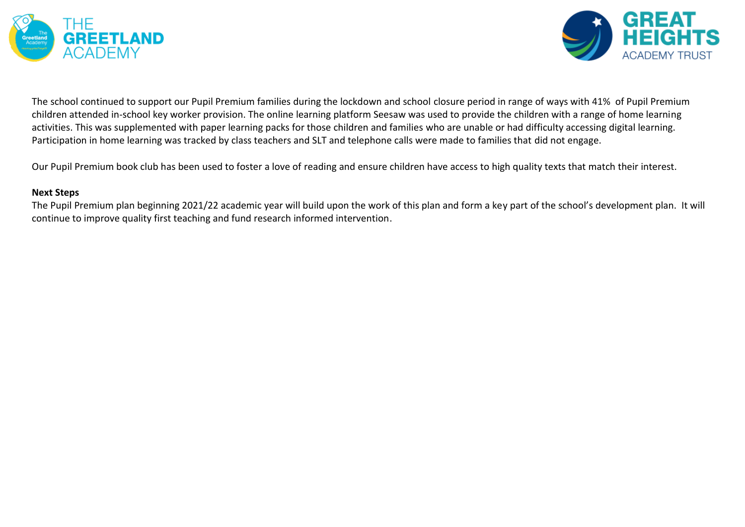The school continued to support our Pupil Premium families during the lockdown and school closure period in range of ways with 41% of Pupil Premium children attended in-school key worker provision. The online learning platform Seesaw was used to provide the children with a range of home learning activities. This was supplemented with paper learning packs for those children and families who are unable or had difficulty accessing digital learning. Participation in home learning was tracked by class teachers and SLT and telephone calls were made to families that did not engage.

Our Pupil Premium book club has been used to foster a love of reading and ensure children have access to high quality texts that match their interest.

**Next Steps**

The Pupil Premium plan beginning 2021/22 academic year will build upon the work of this plan and form a key part of the school's development plan. It will continue to improve quality first teaching and fund research informed intervention.